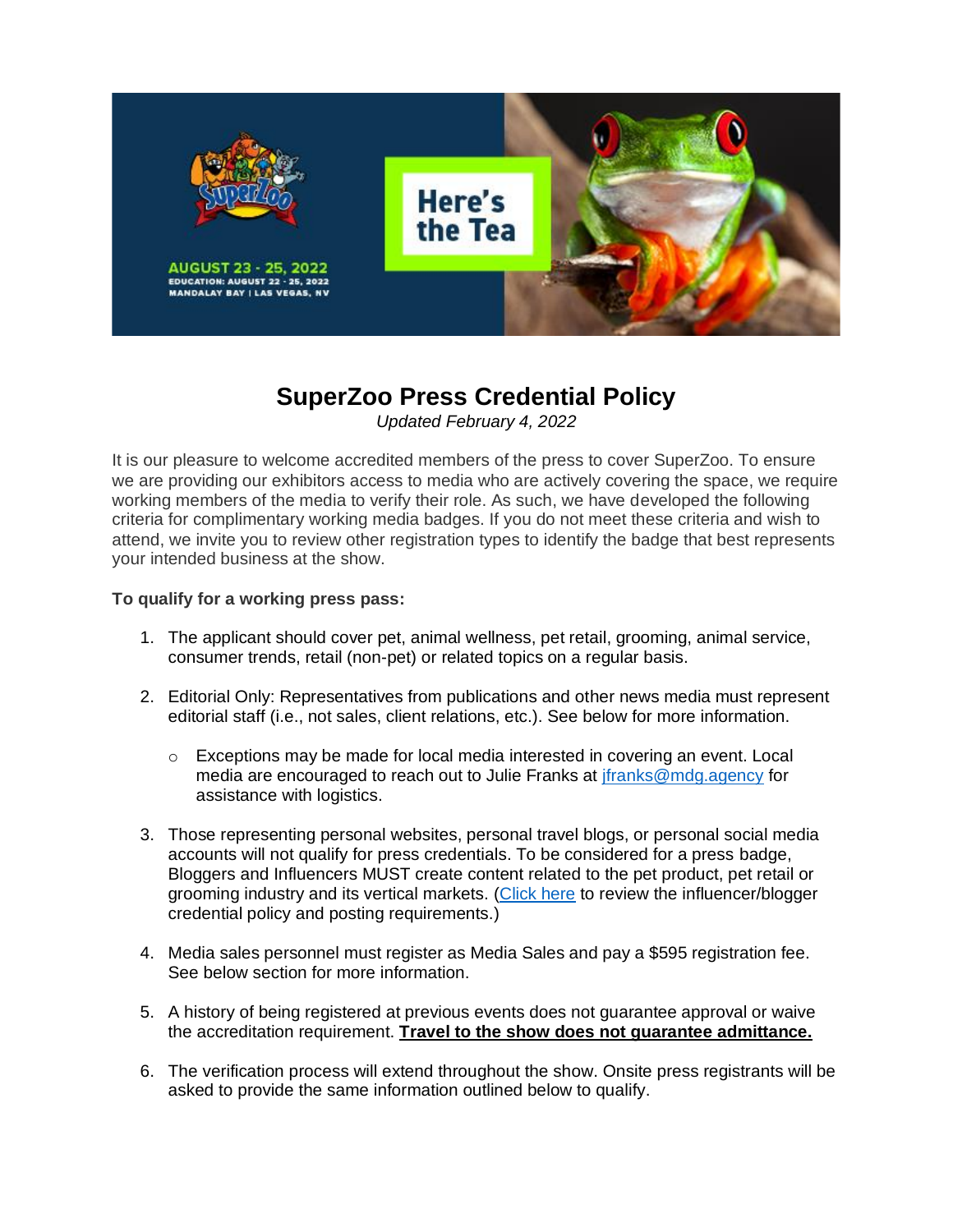# SuperZoo Press Credential Policy

*Updated February 4, 2022*

It is our pleasure to welcome accredited members of the press to cover SuperZoo. To ensure we are providing our exhibitors access to media who are actively covering the space, we require working members of the media to verify their role. As such, we have developed the following criteria for complimentary working media badges. If you do not meet these criteria and wish to attend, we invite you to review other registration types to identify the badge that best represents your intended business at the show.

**To qualify for a working press pass:**

1. The applicant should cover pet, animal wellness, pet retail, grooming, animal service, consumer trends, retail (non-pet) or related topics on a regular basis.

2. Editorial Only: Representatives from publications and other news media must represent editorial staff (i.e., not sales, client relations, etc.). See below for more information.

   - Exceptions may be made for local media interested in covering an event. Local media are encouraged to reach out to Julie Franks at jfranks@mdg.agency for assistance with logistics.

3. Those representing personal websites, personal travel blogs, or personal social media accounts will not qualify for press credentials. To be considered for a press badge, Bloggers and Influencers MUST create content related to the pet product, pet retail or grooming industry and its vertical markets. (Click here to review the influencer/blogger credential policy and posting requirements.)

4. Media sales personnel must register as Media Sales and pay a $595 registration fee. See below section for more information.

5. A history of being registered at previous events does not guarantee approval or waive the accreditation requirement. **Travel to the show does not guarantee admittance.**

6. The verification process will extend throughout the show. Onsite press registrants will be asked to provide the same information outlined below to qualify.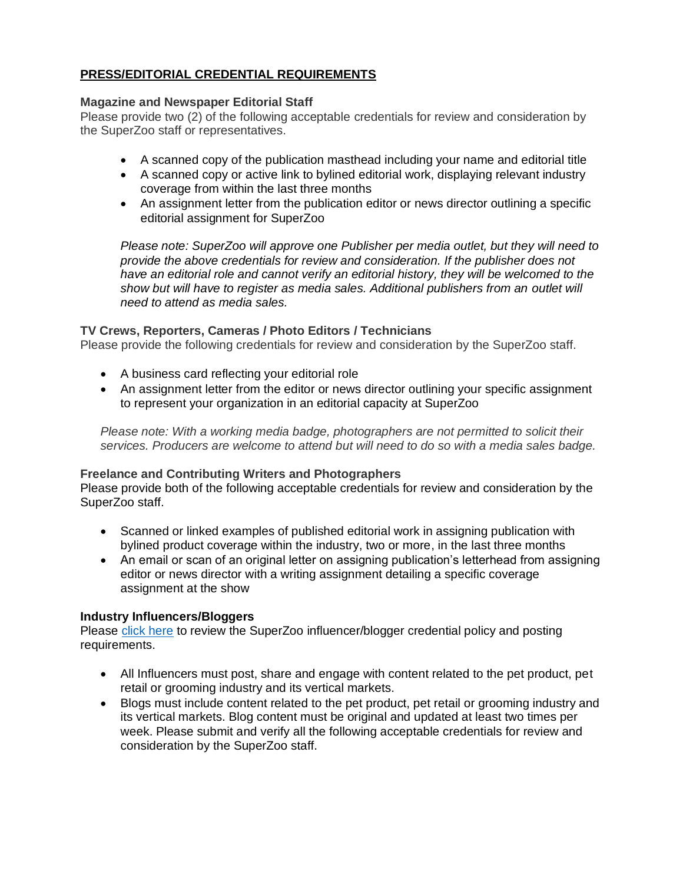## PRESS/EDITORIAL CREDENTIAL REQUIREMENTS

**Magazine and Newspaper Editorial Staff**

Please provide two (2) of the following acceptable credentials for review and consideration by the SuperZoo staff or representatives.

- A scanned copy of the publication masthead including your name and editorial title
- A scanned copy or active link to bylined editorial work, displaying relevant industry coverage from within the last three months
- An assignment letter from the publication editor or news director outlining a specific editorial assignment for SuperZoo

*Please note: SuperZoo will approve one Publisher per media outlet, but they will need to provide the above credentials for review and consideration. If the publisher does not have an editorial role and cannot verify an editorial history, they will be welcomed to the show but will have to register as media sales. Additional publishers from an outlet will need to attend as media sales.*

**TV Crews, Reporters, Cameras / Photo Editors / Technicians**

Please provide the following credentials for review and consideration by the SuperZoo staff.

- A business card reflecting your editorial role
- An assignment letter from the editor or news director outlining your specific assignment to represent your organization in an editorial capacity at SuperZoo

*Please note: With a working media badge, photographers are not permitted to solicit their services. Producers are welcome to attend but will need to do so with a media sales badge.*

**Freelance and Contributing Writers and Photographers**

Please provide both of the following acceptable credentials for review and consideration by the SuperZoo staff.

- Scanned or linked examples of published editorial work in assigning publication with bylined product coverage within the industry, two or more, in the last three months
- An email or scan of an original letter on assigning publication's letterhead from assigning editor or news director with a writing assignment detailing a specific coverage assignment at the show

**Industry Influencers/Bloggers**

Please click here to review the SuperZoo influencer/blogger credential policy and posting requirements.

- All Influencers must post, share and engage with content related to the pet product, pet retail or grooming industry and its vertical markets.
- Blogs must include content related to the pet product, pet retail or grooming industry and its vertical markets. Blog content must be original and updated at least two times per week. Please submit and verify all the following acceptable credentials for review and consideration by the SuperZoo staff.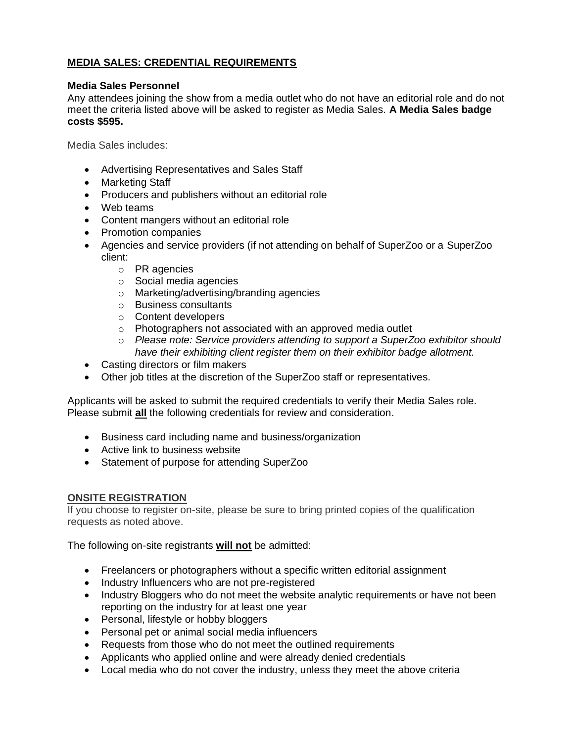## **MEDIA SALES: CREDENTIAL REQUIREMENTS**

**Media Sales Personnel**
Any attendees joining the show from a media outlet who do not have an editorial role and do not meet the criteria listed above will be asked to register as Media Sales. **A Media Sales badge costs $595.**

Media Sales includes:

- Advertising Representatives and Sales Staff
- Marketing Staff
- Producers and publishers without an editorial role
- Web teams
- Content mangers without an editorial role
- Promotion companies
- Agencies and service providers (if not attending on behalf of SuperZoo or a SuperZoo client:
  - PR agencies
  - Social media agencies
  - Marketing/advertising/branding agencies
  - Business consultants
  - Content developers
  - Photographers not associated with an approved media outlet
  - *Please note: Service providers attending to support a SuperZoo exhibitor should have their exhibiting client register them on their exhibitor badge allotment.*
- Casting directors or film makers
- Other job titles at the discretion of the SuperZoo staff or representatives.

Applicants will be asked to submit the required credentials to verify their Media Sales role. Please submit **all** the following credentials for review and consideration.

- Business card including name and business/organization
- Active link to business website
- Statement of purpose for attending SuperZoo

## **ONSITE REGISTRATION**

If you choose to register on-site, please be sure to bring printed copies of the qualification requests as noted above.

The following on-site registrants **will not** be admitted:

- Freelancers or photographers without a specific written editorial assignment
- Industry Influencers who are not pre-registered
- Industry Bloggers who do not meet the website analytic requirements or have not been reporting on the industry for at least one year
- Personal, lifestyle or hobby bloggers
- Personal pet or animal social media influencers
- Requests from those who do not meet the outlined requirements
- Applicants who applied online and were already denied credentials
- Local media who do not cover the industry, unless they meet the above criteria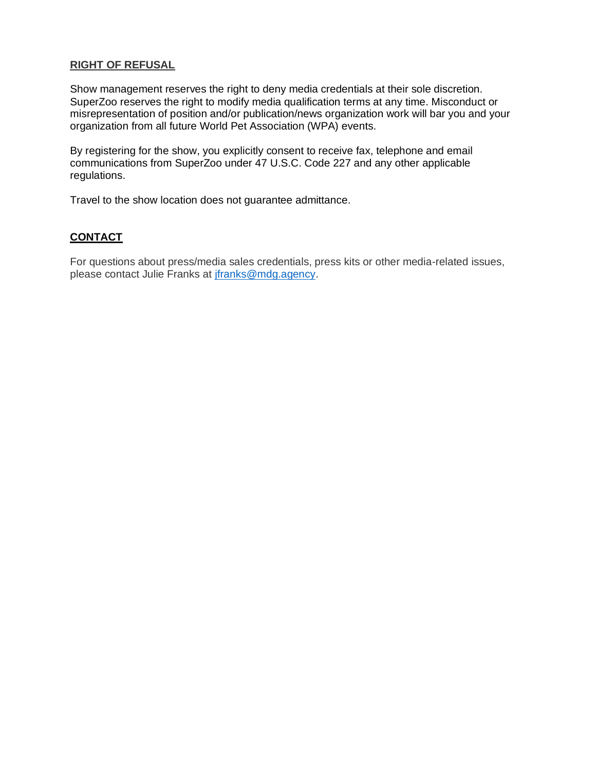**RIGHT OF REFUSAL**

Show management reserves the right to deny media credentials at their sole discretion. SuperZoo reserves the right to modify media qualification terms at any time. Misconduct or misrepresentation of position and/or publication/news organization work will bar you and your organization from all future World Pet Association (WPA) events.

By registering for the show, you explicitly consent to receive fax, telephone and email communications from SuperZoo under 47 U.S.C. Code 227 and any other applicable regulations.

Travel to the show location does not guarantee admittance.

**CONTACT**

For questions about press/media sales credentials, press kits or other media-related issues, please contact Julie Franks at jfranks@mdg.agency.